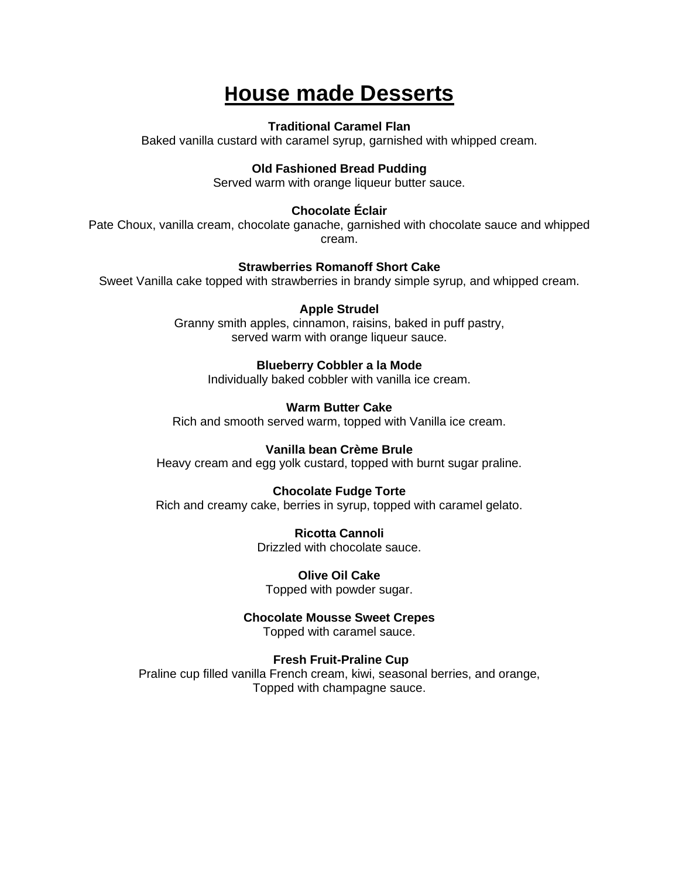# House made Desserts

**Traditional Caramel Flan**
Baked vanilla custard with caramel syrup, garnished with whipped cream.

**Old Fashioned Bread Pudding**
Served warm with orange liqueur butter sauce.

**Chocolate Éclair**
Pate Choux, vanilla cream, chocolate ganache, garnished with chocolate sauce and whipped cream.

**Strawberries Romanoff Short Cake**
Sweet Vanilla cake topped with strawberries in brandy simple syrup, and whipped cream.

**Apple Strudel**
Granny smith apples, cinnamon, raisins, baked in puff pastry,
served warm with orange liqueur sauce.

**Blueberry Cobbler a la Mode**
Individually baked cobbler with vanilla ice cream.

**Warm Butter Cake**
Rich and smooth served warm, topped with Vanilla ice cream.

**Vanilla bean Crème Brule**
Heavy cream and egg yolk custard, topped with burnt sugar praline.

**Chocolate Fudge Torte**
Rich and creamy cake, berries in syrup, topped with caramel gelato.

**Ricotta Cannoli**
Drizzled with chocolate sauce.

**Olive Oil Cake**
Topped with powder sugar.

**Chocolate Mousse Sweet Crepes**
Topped with caramel sauce.

**Fresh Fruit-Praline Cup**
Praline cup filled vanilla French cream, kiwi, seasonal berries, and orange,
Topped with champagne sauce.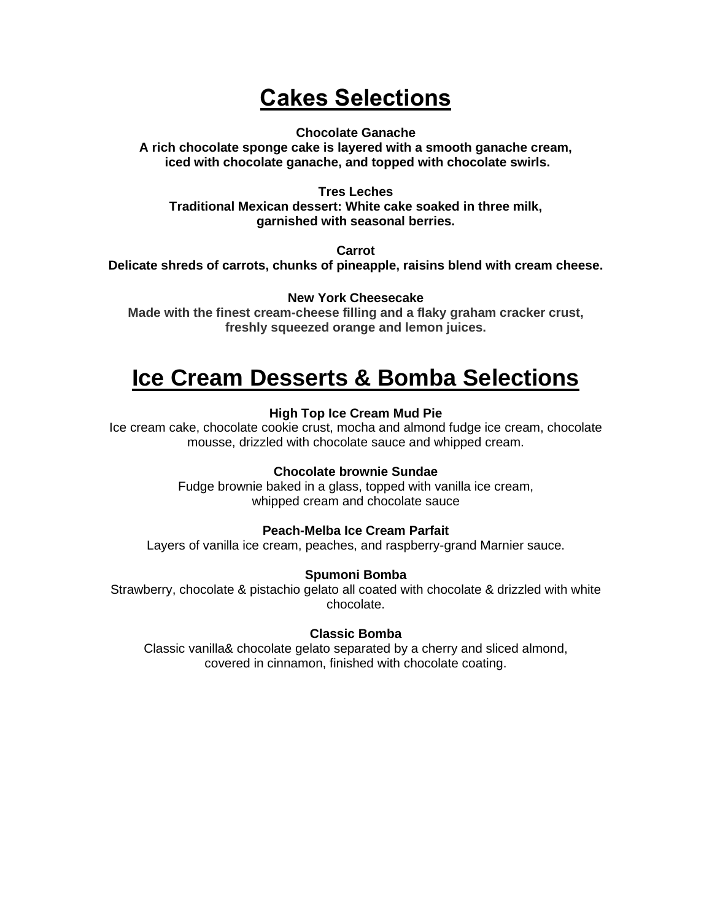# Cakes Selections

**Chocolate Ganache**
**A rich chocolate sponge cake is layered with a smooth ganache cream, iced with chocolate ganache, and topped with chocolate swirls.**

**Tres Leches**
**Traditional Mexican dessert: White cake soaked in three milk, garnished with seasonal berries.**

**Carrot**
**Delicate shreds of carrots, chunks of pineapple, raisins blend with cream cheese.**

**New York Cheesecake**
**Made with the finest cream-cheese filling and a flaky graham cracker crust, freshly squeezed orange and lemon juices.**

# Ice Cream Desserts & Bomba Selections

**High Top Ice Cream Mud Pie**
Ice cream cake, chocolate cookie crust, mocha and almond fudge ice cream, chocolate mousse, drizzled with chocolate sauce and whipped cream.

**Chocolate brownie Sundae**
Fudge brownie baked in a glass, topped with vanilla ice cream, whipped cream and chocolate sauce

**Peach-Melba Ice Cream Parfait**
Layers of vanilla ice cream, peaches, and raspberry-grand Marnier sauce.

**Spumoni Bomba**
Strawberry, chocolate & pistachio gelato all coated with chocolate & drizzled with white chocolate.

**Classic Bomba**
Classic vanilla& chocolate gelato separated by a cherry and sliced almond, covered in cinnamon, finished with chocolate coating.